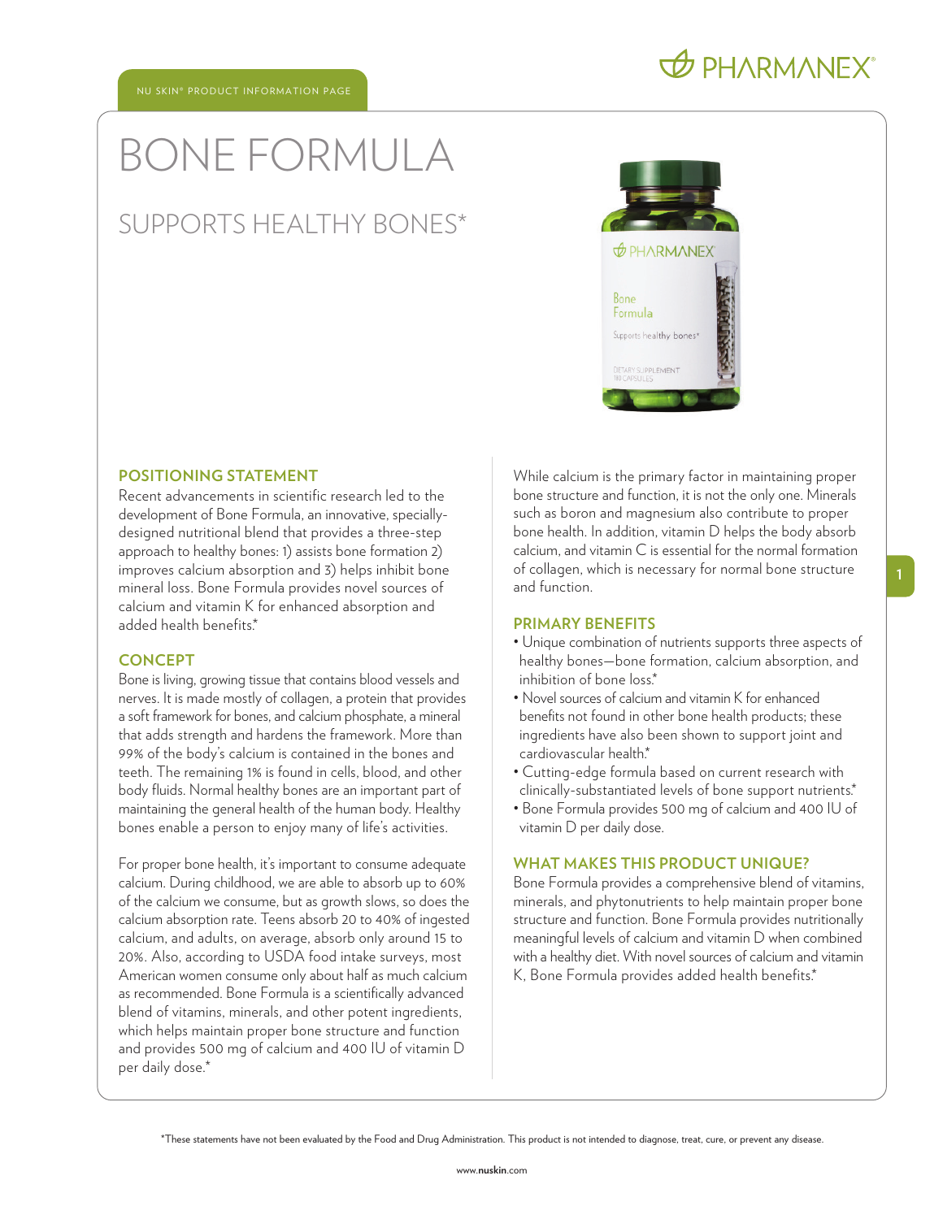NU SKIN® PRODUCT INFORMATION PAGE

# BONE FORMULA

## SUPPORTS HEALTHY BONES*

### POSITIONING STATEMENT

Recent advancements in scientific research led to the development of Bone Formula, an innovative, specially-designed nutritional blend that provides a three-step approach to healthy bones: 1) assists bone formation 2) improves calcium absorption and 3) helps inhibit bone mineral loss. Bone Formula provides novel sources of calcium and vitamin K for enhanced absorption and added health benefits.*

### CONCEPT

Bone is living, growing tissue that contains blood vessels and nerves. It is made mostly of collagen, a protein that provides a soft framework for bones, and calcium phosphate, a mineral that adds strength and hardens the framework. More than 99% of the body's calcium is contained in the bones and teeth. The remaining 1% is found in cells, blood, and other body fluids. Normal healthy bones are an important part of maintaining the general health of the human body. Healthy bones enable a person to enjoy many of life's activities.

For proper bone health, it's important to consume adequate calcium. During childhood, we are able to absorb up to 60% of the calcium we consume, but as growth slows, so does the calcium absorption rate. Teens absorb 20 to 40% of ingested calcium, and adults, on average, absorb only around 15 to 20%. Also, according to USDA food intake surveys, most American women consume only about half as much calcium as recommended. Bone Formula is a scientifically advanced blend of vitamins, minerals, and other potent ingredients, which helps maintain proper bone structure and function and provides 500 mg of calcium and 400 IU of vitamin D per daily dose.*

While calcium is the primary factor in maintaining proper bone structure and function, it is not the only one. Minerals such as boron and magnesium also contribute to proper bone health. In addition, vitamin D helps the body absorb calcium, and vitamin C is essential for the normal formation of collagen, which is necessary for normal bone structure and function.

### PRIMARY BENEFITS

- Unique combination of nutrients supports three aspects of healthy bones—bone formation, calcium absorption, and inhibition of bone loss.*
- Novel sources of calcium and vitamin K for enhanced benefits not found in other bone health products; these ingredients have also been shown to support joint and cardiovascular health.*
- Cutting-edge formula based on current research with clinically-substantiated levels of bone support nutrients.*
- Bone Formula provides 500 mg of calcium and 400 IU of vitamin D per daily dose.

### WHAT MAKES THIS PRODUCT UNIQUE?

Bone Formula provides a comprehensive blend of vitamins, minerals, and phytonutrients to help maintain proper bone structure and function. Bone Formula provides nutritionally meaningful levels of calcium and vitamin D when combined with a healthy diet. With novel sources of calcium and vitamin K, Bone Formula provides added health benefits.*

*These statements have not been evaluated by the Food and Drug Administration. This product is not intended to diagnose, treat, cure, or prevent any disease.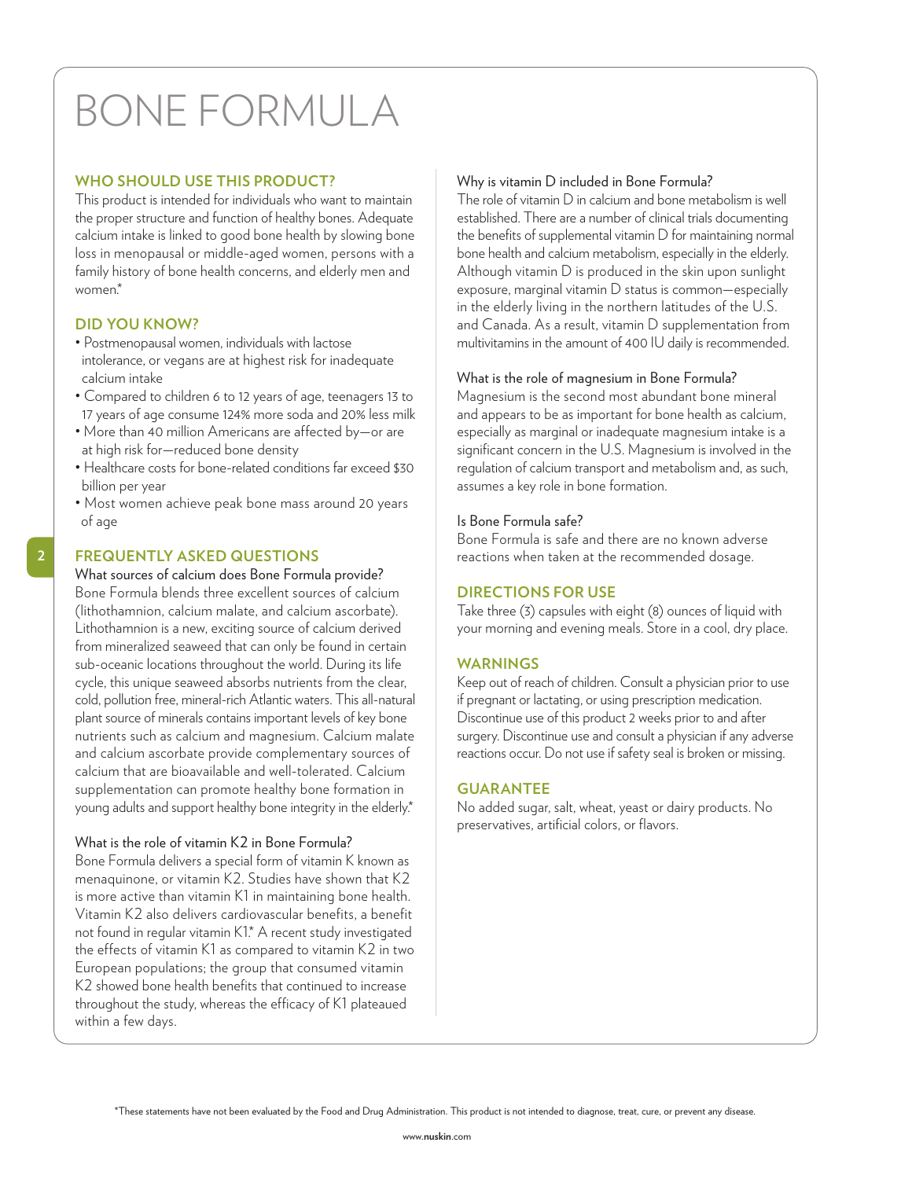# BONE FORMULA

## WHO SHOULD USE THIS PRODUCT?

This product is intended for individuals who want to maintain the proper structure and function of healthy bones. Adequate calcium intake is linked to good bone health by slowing bone loss in menopausal or middle-aged women, persons with a family history of bone health concerns, and elderly men and women.*

## DID YOU KNOW?

- Postmenopausal women, individuals with lactose intolerance, or vegans are at highest risk for inadequate calcium intake
- Compared to children 6 to 12 years of age, teenagers 13 to 17 years of age consume 124% more soda and 20% less milk
- More than 40 million Americans are affected by—or are at high risk for—reduced bone density
- Healthcare costs for bone-related conditions far exceed $30 billion per year
- Most women achieve peak bone mass around 20 years of age

## FREQUENTLY ASKED QUESTIONS

### What sources of calcium does Bone Formula provide?

Bone Formula blends three excellent sources of calcium (lithothamnion, calcium malate, and calcium ascorbate). Lithothamnion is a new, exciting source of calcium derived from mineralized seaweed that can only be found in certain sub-oceanic locations throughout the world. During its life cycle, this unique seaweed absorbs nutrients from the clear, cold, pollution free, mineral-rich Atlantic waters. This all-natural plant source of minerals contains important levels of key bone nutrients such as calcium and magnesium. Calcium malate and calcium ascorbate provide complementary sources of calcium that are bioavailable and well-tolerated. Calcium supplementation can promote healthy bone formation in young adults and support healthy bone integrity in the elderly.*

### What is the role of vitamin K2 in Bone Formula?

Bone Formula delivers a special form of vitamin K known as menaquinone, or vitamin K2. Studies have shown that K2 is more active than vitamin K1 in maintaining bone health. Vitamin K2 also delivers cardiovascular benefits, a benefit not found in regular vitamin K1.* A recent study investigated the effects of vitamin K1 as compared to vitamin K2 in two European populations; the group that consumed vitamin K2 showed bone health benefits that continued to increase throughout the study, whereas the efficacy of K1 plateaued within a few days.

### Why is vitamin D included in Bone Formula?

The role of vitamin D in calcium and bone metabolism is well established. There are a number of clinical trials documenting the benefits of supplemental vitamin D for maintaining normal bone health and calcium metabolism, especially in the elderly. Although vitamin D is produced in the skin upon sunlight exposure, marginal vitamin D status is common—especially in the elderly living in the northern latitudes of the U.S. and Canada. As a result, vitamin D supplementation from multivitamins in the amount of 400 IU daily is recommended.

### What is the role of magnesium in Bone Formula?

Magnesium is the second most abundant bone mineral and appears to be as important for bone health as calcium, especially as marginal or inadequate magnesium intake is a significant concern in the U.S. Magnesium is involved in the regulation of calcium transport and metabolism and, as such, assumes a key role in bone formation.

### Is Bone Formula safe?

Bone Formula is safe and there are no known adverse reactions when taken at the recommended dosage.

## DIRECTIONS FOR USE

Take three (3) capsules with eight (8) ounces of liquid with your morning and evening meals. Store in a cool, dry place.

## WARNINGS

Keep out of reach of children. Consult a physician prior to use if pregnant or lactating, or using prescription medication. Discontinue use of this product 2 weeks prior to and after surgery. Discontinue use and consult a physician if any adverse reactions occur. Do not use if safety seal is broken or missing.

## GUARANTEE

No added sugar, salt, wheat, yeast or dairy products. No preservatives, artificial colors, or flavors.

*These statements have not been evaluated by the Food and Drug Administration. This product is not intended to diagnose, treat, cure, or prevent any disease.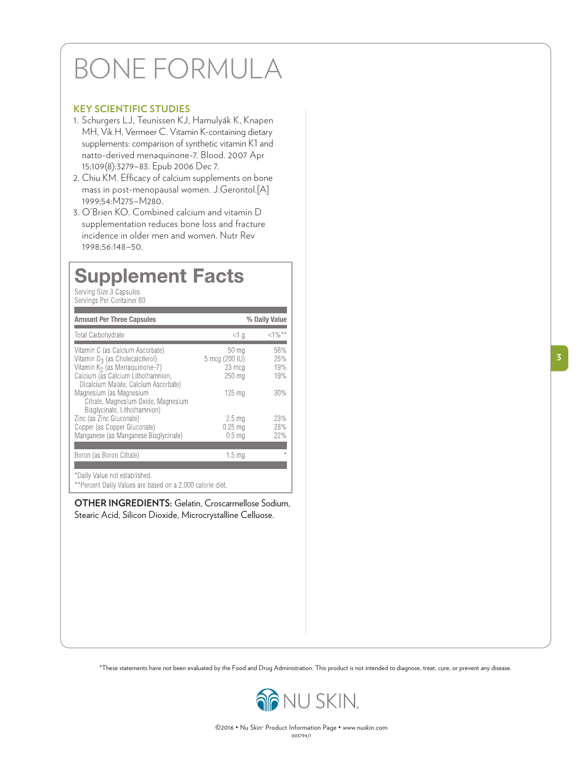# BONE FORMULA

## KEY SCIENTIFIC STUDIES

1. Schurgers LJ, Teunissen KJ, Hamulyák K, Knapen MH, Vik H, Vermeer C. Vitamin K-containing dietary supplements: comparison of synthetic vitamin K1 and natto-derived menaquinone-7. Blood. 2007 Apr 15;109(8):3279–83. Epub 2006 Dec 7.
2. Chiu KM. Efficacy of calcium supplements on bone mass in post-menopausal women. J.Gerontol.[A] 1999;54:M275–M280.
3. O'Brien KO. Combined calcium and vitamin D supplementation reduces bone loss and fracture incidence in older men and women. Nutr Rev 1998;56:148–50.

## Supplement Facts

Serving Size 3 Capsules
Servings Per Container 60

| Amount Per Three Capsules | | % Daily Value |
|---|---|---|
| Total Carbohydrate | <1 g | <1%** |
| Vitamin C (as Calcium Ascorbate) | 50 mg | 56% |
| Vitamin $D_3$ (as Cholecalciferol) | 5 mcg (200 IU) | 25% |
| Vitamin $K_2$ (as Menaquinone-7) | 23 mcg | 19% |
| Calcium (as Calcium Lithothamnion, Dicalcium Malate, Calcium Ascorbate) | 250 mg | 19% |
| Magnesium (as Magnesium Citrate, Magnesium Oxide, Magnesium Bisglycinate, Lithothamnion) | 125 mg | 30% |
| Zinc (as Zinc Gluconate) | 2.5 mg | 23% |
| Copper (as Copper Gluconate) | 0.25 mg | 28% |
| Manganese (as Manganese Bisglycinate) | 0.5 mg | 22% |
| Boron (as Boron Citrate) | 1.5 mg | * |

*Daily Value not established.
**Percent Daily Values are based on a 2,000 calorie diet.

**OTHER INGREDIENTS:** Gelatin, Croscarmellose Sodium, Stearic Acid, Silicon Dioxide, Microcrystalline Cellulose.

*These statements have not been evaluated by the Food and Drug Administration. This product is not intended to diagnose, treat, cure, or prevent any disease.

NU SKIN.

©2016 • Nu Skin® Product Information Page • www.nuskin.com
003794/1